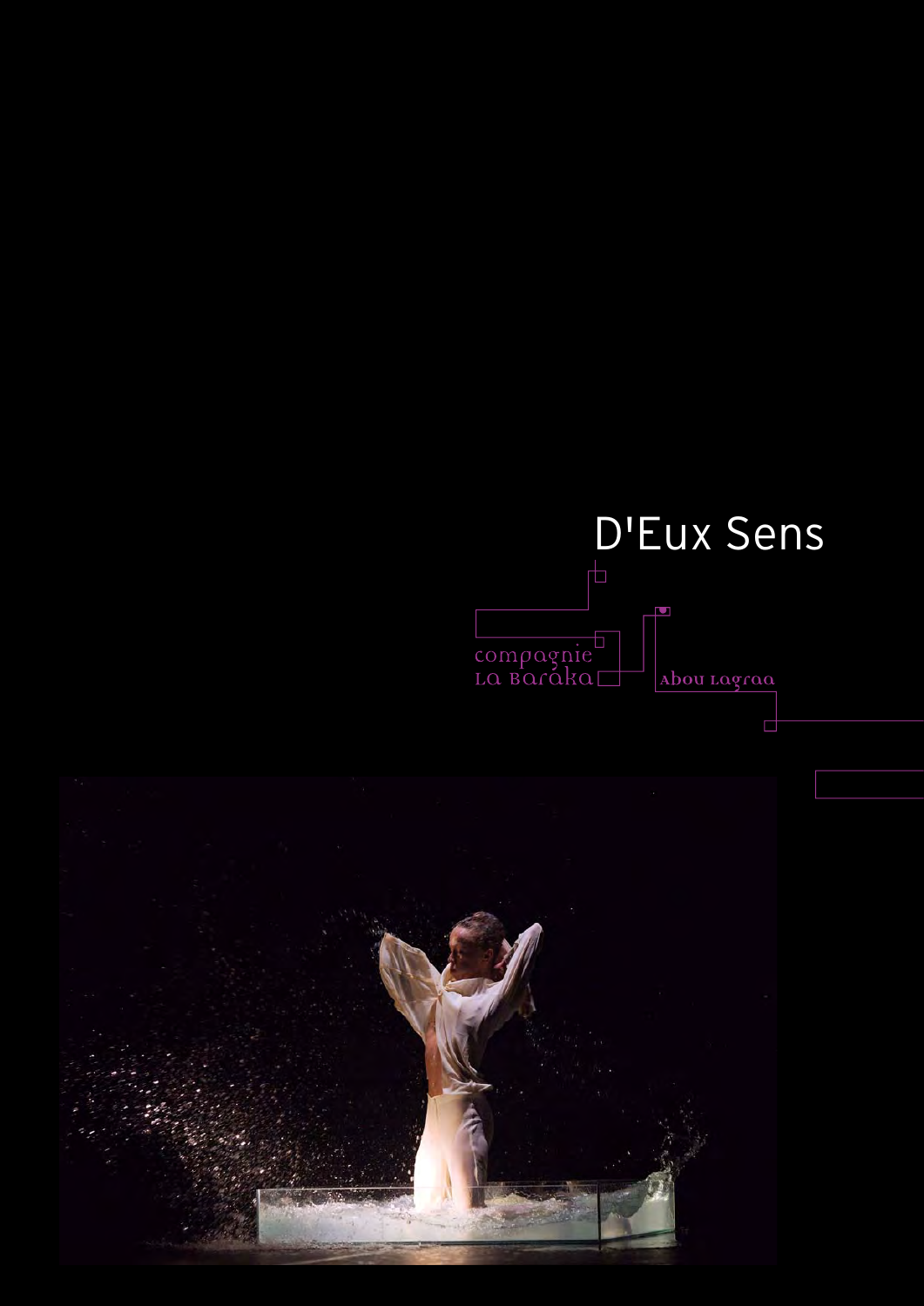# D'Eux Sens

compagnie
La Baraka

Abou Lagraa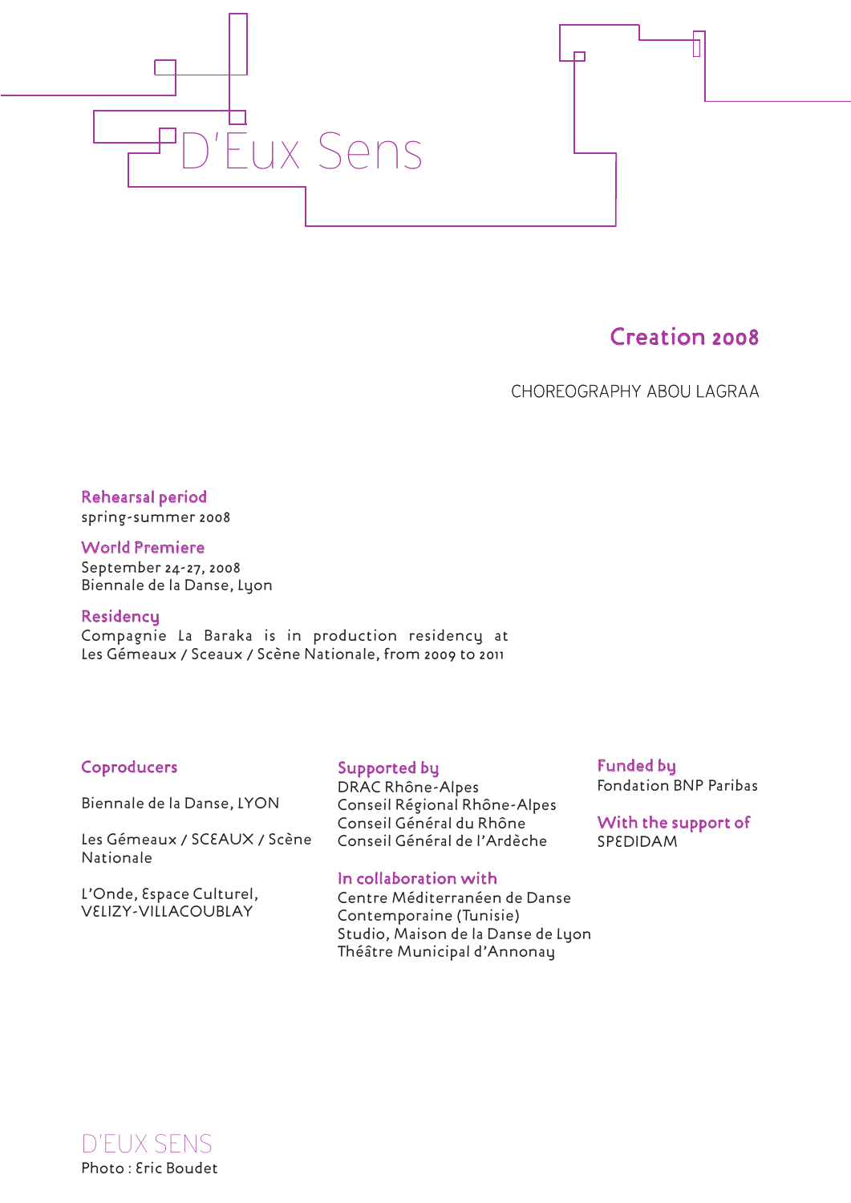# D'Eux Sens

## Creation 2008

CHOREOGRAPHY ABOU LAGRAA

### Rehearsal period

spring-summer 2008

### World Premiere

September 24-27, 2008
Biennale de la Danse, Lyon

### Residency

Compagnie La Baraka is in production residency at Les Gémeaux / Sceaux / Scène Nationale, from 2009 to 2011

### Coproducers

Biennale de la Danse, LYON

Les Gémeaux / SCEAUX / Scène Nationale

L'Onde, Espace Culturel, VELIZY-VILLACOUBLAY

### Supported by

DRAC Rhône-Alpes
Conseil Régional Rhône-Alpes
Conseil Général du Rhône
Conseil Général de l'Ardèche

### In collaboration with

Centre Méditerranéen de Danse Contemporaine (Tunisie)
Studio, Maison de la Danse de Lyon
Théâtre Municipal d'Annonay

### Funded by

Fondation BNP Paribas

### With the support of

SPEDIDAM

D'EUX SENS
Photo : Eric Boudet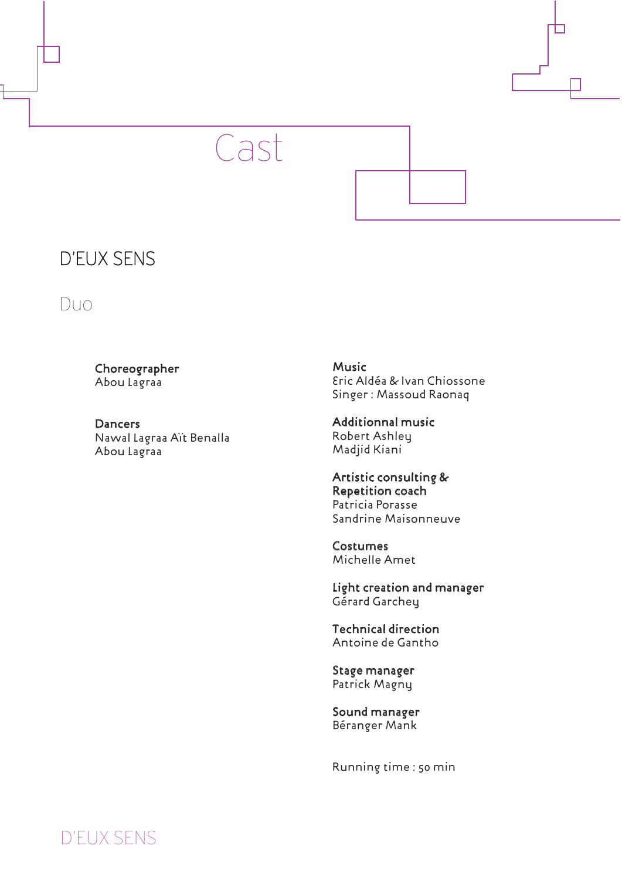# Cast

## D'EUX SENS

### Duo

**Choreographer**
Abou Lagraa

**Dancers**
Nawal Lagraa Aït Benalla
Abou Lagraa

**Music**
Éric Aldéa & Ivan Chiossone
Singer : Massoud Raonaq

**Additionnal music**
Robert Ashley
Madjid Kiani

**Artistic consulting & Repetition coach**
Patricia Porasse
Sandrine Maisonneuve

**Costumes**
Michelle Amet

**Light creation and manager**
Gérard Garchey

**Technical direction**
Antoine de Gantho

**Stage manager**
Patrick Magny

**Sound manager**
Béranger Mank

Running time : 50 min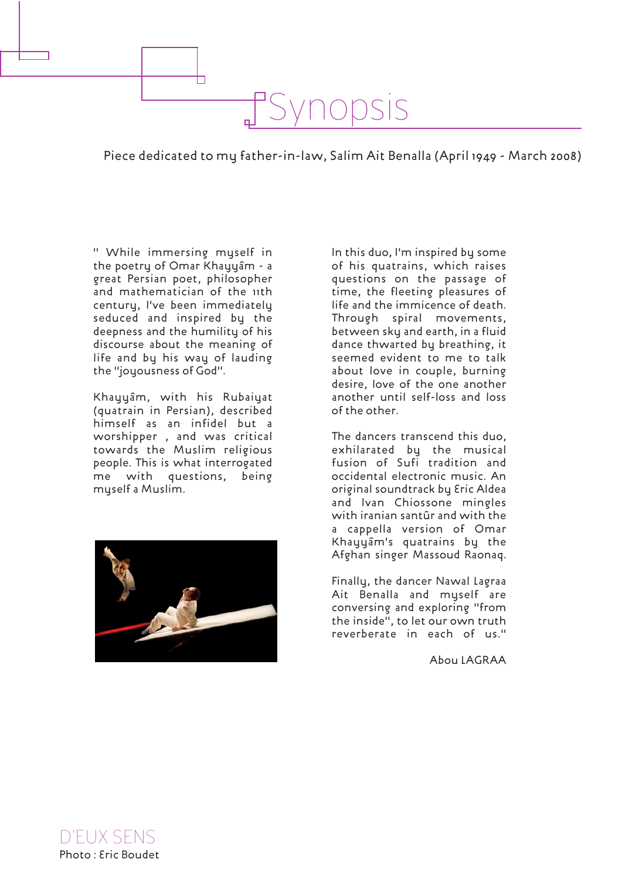# Synopsis

Piece dedicated to my father-in-law, Salim Ait Benalla (April 1949 - March 2008)

" While immersing myself in the poetry of Omar Khayyâm - a great Persian poet, philosopher and mathematician of the 11th century, I've been immediately seduced and inspired by the deepness and the humility of his discourse about the meaning of life and by his way of lauding the "joyousness of God".

Khayyâm, with his Rubaiyat (quatrain in Persian), described himself as an infidel but a worshipper , and was critical towards the Muslim religious people. This is what interrogated me with questions, being myself a Muslim.

In this duo, I'm inspired by some of his quatrains, which raises questions on the passage of time, the fleeting pleasures of life and the immicence of death. Through spiral movements, between sky and earth, in a fluid dance thwarted by breathing, it seemed evident to me to talk about love in couple, burning desire, love of the one another another until self-loss and loss of the other.

The dancers transcend this duo, exhilarated by the musical fusion of Sufi tradition and occidental electronic music. An original soundtrack by Éric Aldea and Ivan Chiossone mingles with iranian santûr and with the a cappella version of Omar Khayyâm's quatrains by the Afghan singer Massoud Raonaq.

Finally, the dancer Nawal Lagraa Ait Benalla and myself are conversing and exploring "from the inside", to let our own truth reverberate in each of us."

Abou LAGRAA

D'EUX SENS
Photo : Éric Boudet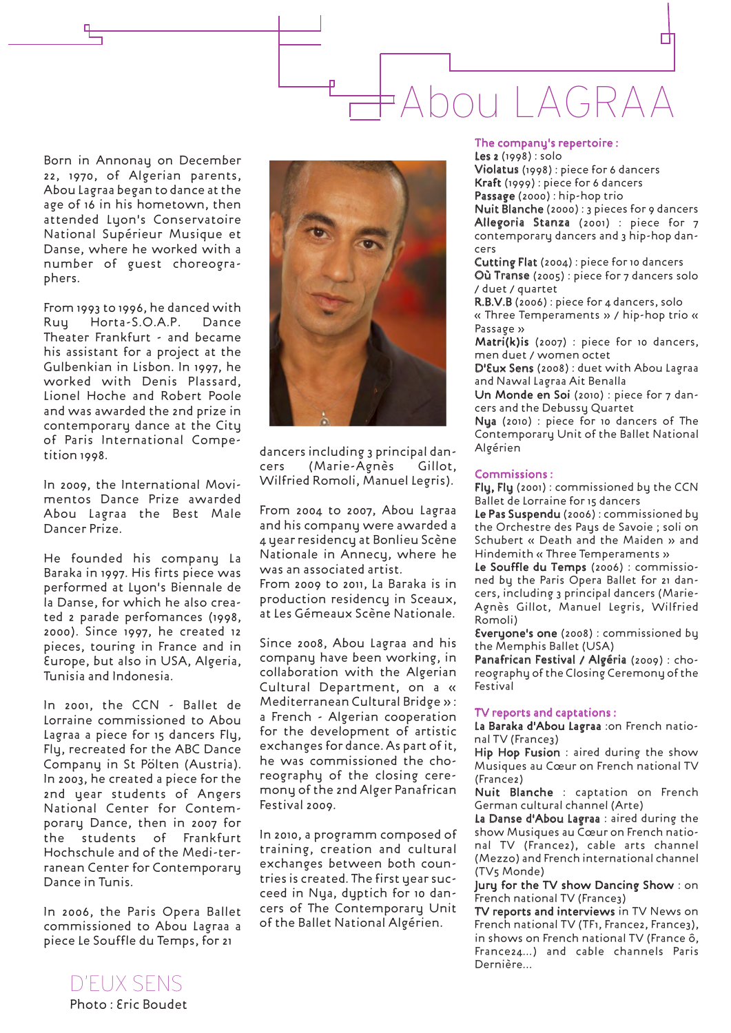# Abou LAGRAA

Born in Annonay on December 22, 1970, of Algerian parents, Abou Lagraa began to dance at the age of 16 in his hometown, then attended Lyon's Conservatoire National Supérieur Musique et Danse, where he worked with a number of guest choreographers.

From 1993 to 1996, he danced with Ruy Horta-S.O.A.P. Dance Theater Frankfurt - and became his assistant for a project at the Gulbenkian in Lisbon. In 1997, he worked with Denis Plassard, Lionel Hoche and Robert Poole and was awarded the 2nd prize in contemporary dance at the City of Paris International Competition 1998.

In 2009, the International Movimentos Dance Prize awarded Abou Lagraa the Best Male Dancer Prize.

He founded his company La Baraka in 1997. His firts piece was performed at Lyon's Biennale de la Danse, for which he also created 2 parade perfomances (1998, 2000). Since 1997, he created 12 pieces, touring in France and in Europe, but also in USA, Algeria, Tunisia and Indonesia.

In 2001, the CCN - Ballet de Lorraine commissioned to Abou Lagraa a piece for 15 dancers Fly, Fly, recreated for the ABC Dance Company in St Pölten (Austria). In 2003, he created a piece for the 2nd year students of Angers National Center for Contemporary Dance, then in 2007 for the students of Frankfurt Hochschule and of the Medi-terranean Center for Contemporary Dance in Tunis.

In 2006, the Paris Opera Ballet commissioned to Abou Lagraa a piece Le Souffle du Temps, for 21 dancers including 3 principal dancers (Marie-Agnès Gillot, Wilfried Romoli, Manuel Legris).

From 2004 to 2007, Abou Lagraa and his company were awarded a 4 year residency at Bonlieu Scène Nationale in Annecy, where he was an associated artist.
From 2009 to 2011, La Baraka is in production residency in Sceaux, at Les Gémeaux Scène Nationale.

Since 2008, Abou Lagraa and his company have been working, in collaboration with the Algerian Cultural Department, on a « Mediterranean Cultural Bridge » : a French - Algerian cooperation for the development of artistic exchanges for dance. As part of it, he was commissioned the choreography of the closing ceremony of the 2nd Alger Panafrican Festival 2009.

In 2010, a programm composed of training, creation and cultural exchanges between both countries is created. The first year succeed in Nya, dyptich for 10 dancers of the Contemporary Unit of the Ballet National Algérien.

D'EUX SENS
Photo : Éric Boudet

### The company's repertoire :

**Les 2** (1998) : solo
**Violatus** (1998) : piece for 6 dancers
**Kraft** (1999) : piece for 6 dancers
**Passage** (2000) : hip-hop trio
**Nuit Blanche** (2000) : 3 pieces for 9 dancers
**Allegoria Stanza** (2001) : piece for 7 contemporary dancers and 3 hip-hop dancers
**Cutting Flat** (2004) : piece for 10 dancers
**Où Transe** (2005) : piece for 7 dancers solo / duet / quartet
**R.B.V.B** (2006) : piece for 4 dancers, solo « Three Temperaments » / hip-hop trio « Passage »
**Matri(k)is** (2007) : piece for 10 dancers, men duet / women octet
**D'Eux Sens** (2008) : duet with Abou Lagraa and Nawal Lagraa Ait Benalla
**Un Monde en Soi** (2010) : piece for 7 dancers and the Debussy Quartet
**Nya** (2010) : piece for 10 dancers of The Contemporary Unit of the Ballet National Algérien

### Commissions :

**Fly, Fly** (2001) : commissioned by the CCN Ballet de Lorraine for 15 dancers
**Le Pas Suspendu** (2006) : commissioned by the Orchestre des Pays de Savoie ; soli on Schubert « Death and the Maiden » and Hindemith « Three Temperaments »
**Le Souffle du Temps** (2006) : commissioned by the Paris Opera Ballet for 21 dancers, including 3 principal dancers (Marie-Agnès Gillot, Manuel Legris, Wilfried Romoli)
**Everyone's one** (2008) : commissioned by the Memphis Ballet (USA)
**Panafrican Festival / Algéria** (2009) : choreography of the Closing Ceremony of the Festival

### TV reports and captations :

**La Baraka d'Abou Lagraa** :on French national TV (France3)
**Hip Hop Fusion** : aired during the show Musiques au Cœur on French national TV (France2)
**Nuit Blanche** : captation on French German cultural channel (Arte)
**La Danse d'Abou Lagraa** : aired during the show Musiques au Cœur on French national TV (France2), cable arts channel (Mezzo) and French international channel (TV5 Monde)
**Jury for the TV show Dancing Show** : on French national TV (France3)
**TV reports and interviews** in TV News on French national TV (TF1, France2, France3), in shows on French national TV (France ô, France24...) and cable channels Paris Dernière...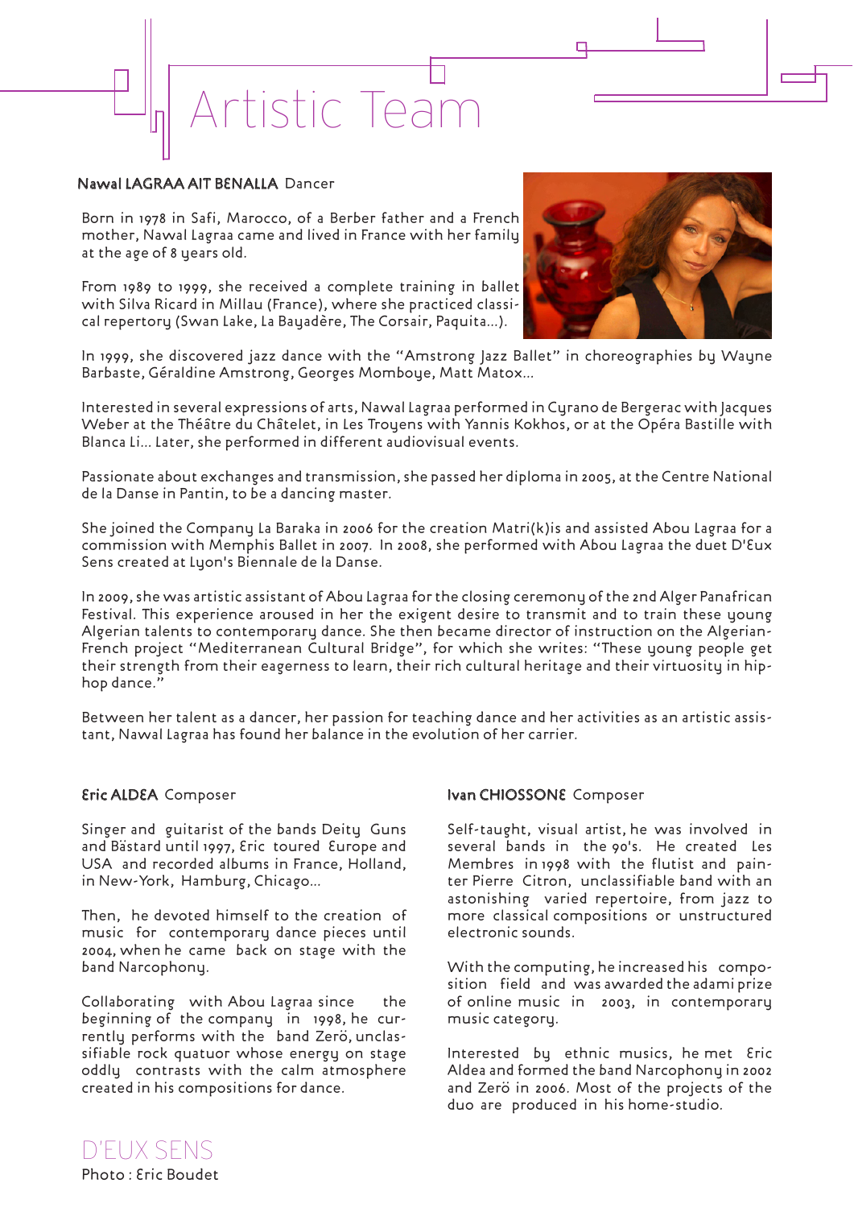# Artistic Team

**Nawal LAGRAA AIT BENALLA** Dancer

Born in 1978 in Safi, Marocco, of a Berber father and a French mother, Nawal Lagraa came and lived in France with her family at the age of 8 years old.

From 1989 to 1999, she received a complete training in ballet with Silva Ricard in Millau (France), where she practiced classical repertory (Swan Lake, La Bayadère, The Corsair, Paquita...).

In 1999, she discovered jazz dance with the "Amstrong Jazz Ballet" in choreographies by Wayne Barbaste, Géraldine Amstrong, Georges Momboye, Matt Matox...

Interested in several expressions of arts, Nawal Lagraa performed in Cyrano de Bergerac with Jacques Weber at the Théâtre du Châtelet, in Les Troyens with Yannis Kokhos, or at the Opéra Bastille with Blanca Li... Later, she performed in different audiovisual events.

Passionate about exchanges and transmission, she passed her diploma in 2005, at the Centre National de la Danse in Pantin, to be a dancing master.

She joined the Company La Baraka in 2006 for the creation Matri(k)is and assisted Abou Lagraa for a commission with Memphis Ballet in 2007. In 2008, she performed with Abou Lagraa the duet D'Eux Sens created at Lyon's Biennale de la Danse.

In 2009, she was artistic assistant of Abou Lagraa for the closing ceremony of the 2nd Alger Panafrican Festival. This experience aroused in her the exigent desire to transmit and to train these young Algerian talents to contemporary dance. She then became director of instruction on the Algerian-French project "Mediterranean Cultural Bridge", for which she writes: "These young people get their strength from their eagerness to learn, their rich cultural heritage and their virtuosity in hip-hop dance."

Between her talent as a dancer, her passion for teaching dance and her activities as an artistic assistant, Nawal Lagraa has found her balance in the evolution of her carrier.

**Eric ALDEA** Composer

Singer and guitarist of the bands Deity Guns and Bästard until 1997, Eric toured Europe and USA and recorded albums in France, Holland, in New-York, Hamburg, Chicago...

Then, he devoted himself to the creation of music for contemporary dance pieces until 2004, when he came back on stage with the band Narcophony.

Collaborating with Abou Lagraa since the beginning of the company in 1998, he currently performs with the band Zerö, unclassifiable rock quatuor whose energy on stage oddly contrasts with the calm atmosphere created in his compositions for dance.

**Ivan CHIOSSONE** Composer

Self-taught, visual artist, he was involved in several bands in the 90's. He created Les Membres in 1998 with the flutist and painter Pierre Citron, unclassifiable band with an astonishing varied repertoire, from jazz to more classical compositions or unstructured electronic sounds.

With the computing, he increased his composition field and was awarded the adami prize of online music in 2003, in contemporary music category.

Interested by ethnic musics, he met Eric Aldea and formed the band Narcophony in 2002 and Zerö in 2006. Most of the projects of the duo are produced in his home-studio.

D'EUX SENS
Photo : Eric Boudet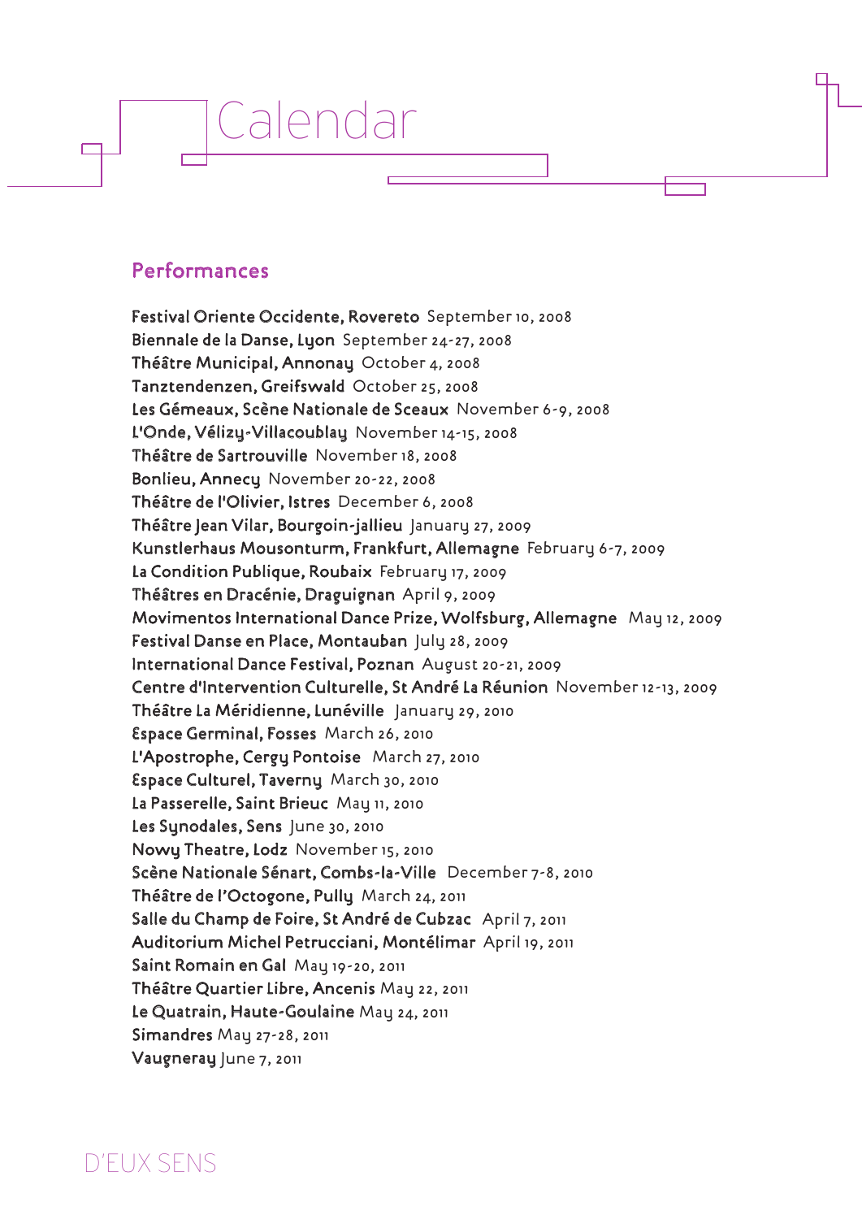# Calendar

## Performances

**Festival Oriente Occidente, Rovereto** September 10, 2008
**Biennale de la Danse, Lyon** September 24-27, 2008
**Théâtre Municipal, Annonay** October 4, 2008
**Tanztendenzen, Greifswald** October 25, 2008
**Les Gémeaux, Scène Nationale de Sceaux** November 6-9, 2008
**L'Onde, Vélizy-Villacoublay** November 14-15, 2008
**Théâtre de Sartrouville** November 18, 2008
**Bonlieu, Annecy** November 20-22, 2008
**Théâtre de l'Olivier, Istres** December 6, 2008
**Théâtre Jean Vilar, Bourgoin-jallieu** January 27, 2009
**Kunstlerhaus Mousonturm, Frankfurt, Allemagne** February 6-7, 2009
**La Condition Publique, Roubaix** February 17, 2009
**Théâtres en Dracénie, Draguignan** April 9, 2009
**Movimentos International Dance Prize, Wolfsburg, Allemagne** May 12, 2009
**Festival Danse en Place, Montauban** July 28, 2009
**International Dance Festival, Poznan** August 20-21, 2009
**Centre d'Intervention Culturelle, St André La Réunion** November 12-13, 2009
**Théâtre La Méridienne, Lunéville** January 29, 2010
**Espace Germinal, Fosses** March 26, 2010
**L'Apostrophe, Cergy Pontoise** March 27, 2010
**Espace Culturel, Taverny** March 30, 2010
**La Passerelle, Saint Brieuc** May 11, 2010
**Les Synodales, Sens** June 30, 2010
**Nowy Theatre, Lodz** November 15, 2010
**Scène Nationale Sénart, Combs-la-Ville** December 7-8, 2010
**Théâtre de l'Octogone, Pully** March 24, 2011
**Salle du Champ de Foire, St André de Cubzac** April 7, 2011
**Auditorium Michel Petrucciani, Montélimar** April 19, 2011
**Saint Romain en Gal** May 19-20, 2011
**Théâtre Quartier Libre, Ancenis** May 22, 2011
**Le Quatrain, Haute-Goulaine** May 24, 2011
**Simandres** May 27-28, 2011
**Vaugneray** June 7, 2011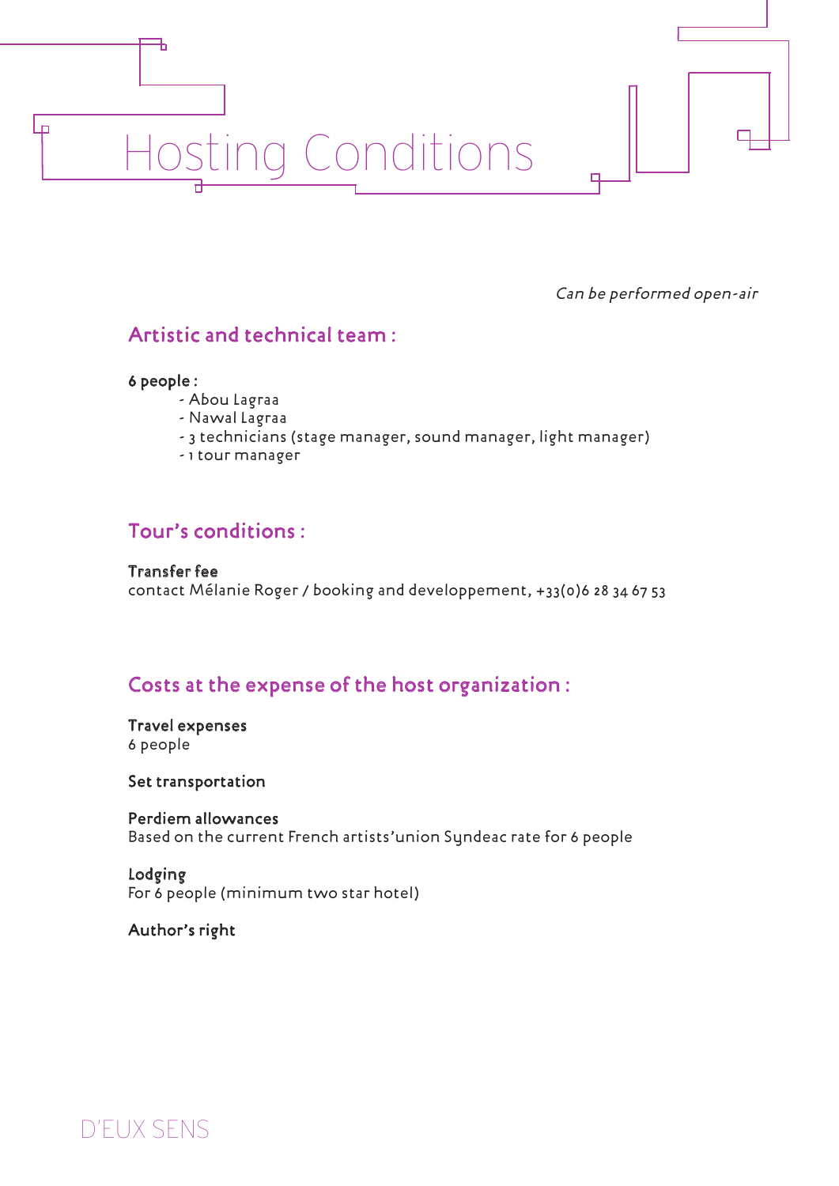# Hosting Conditions

*Can be performed open-air*

## Artistic and technical team :

**6 people :**

- Abou Lagraa
- Nawal Lagraa
- 3 technicians (stage manager, sound manager, light manager)
- 1 tour manager

## Tour's conditions :

**Transfer fee**
contact Mélanie Roger / booking and developpement, +33(0)6 28 34 67 53

## Costs at the expense of the host organization :

**Travel expenses**
6 people

**Set transportation**

**Perdiem allowances**
Based on the current French artists'union Syndeac rate for 6 people

**Lodging**
For 6 people (minimum two star hotel)

**Author's right**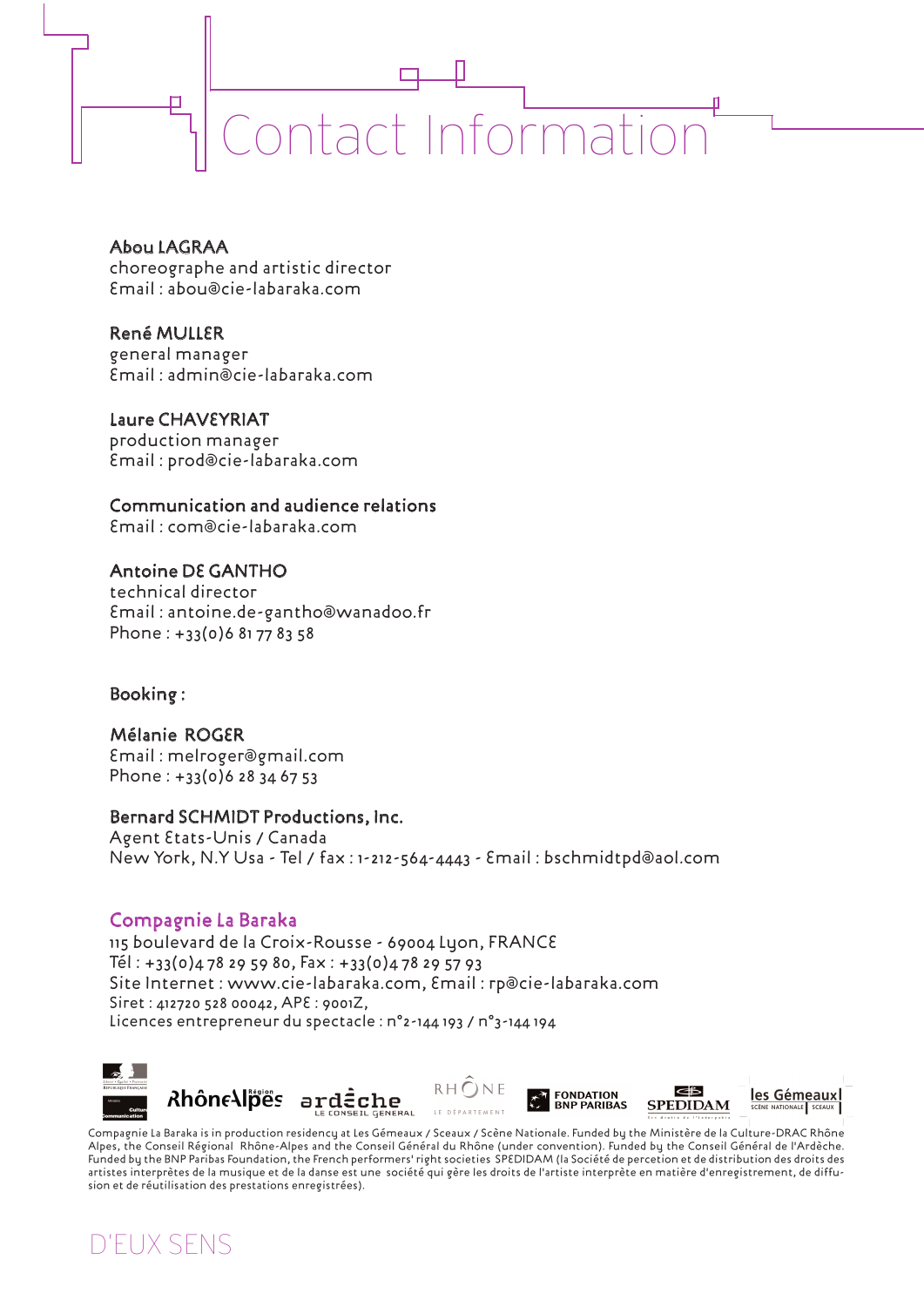# Contact Information

**Abou LAGRAA**
choreographe and artistic director
Email : abou@cie-labaraka.com

**René MULLER**
general manager
Email : admin@cie-labaraka.com

**Laure CHAVEYRIAT**
production manager
Email : prod@cie-labaraka.com

**Communication and audience relations**
Email : com@cie-labaraka.com

**Antoine DE GANTHO**
technical director
Email : antoine.de-gantho@wanadoo.fr
Phone : +33(0)6 81 77 83 58

**Booking :**

**Mélanie ROGER**
Email : melroger@gmail.com
Phone : +33(0)6 28 34 67 53

**Bernard SCHMIDT Productions, Inc.**
Agent Etats-Unis / Canada
New York, N.Y Usa - Tel / fax : 1-212-564-4443 - Email : bschmidtpd@aol.com

**Compagnie La Baraka**
115 boulevard de la Croix-Rousse - 69004 Lyon, FRANCE
Tél : +33(0)4 78 29 59 80, Fax : +33(0)4 78 29 57 93
Site Internet : www.cie-labaraka.com, Email : rp@cie-labaraka.com
Siret : 412720 528 00042, APE : 9001Z,
Licences entrepreneur du spectacle : n°2-144 193 / n°3-144 194

Compagnie La Baraka is in production residency at Les Gémeaux / Sceaux / Scène Nationale. Funded by the Ministère de la Culture-DRAC Rhône Alpes, the Conseil Régional Rhône-Alpes and the Conseil Général du Rhône (under convention). Funded by the Conseil Général de l'Ardèche. Funded by the BNP Paribas Foundation, the French performers' right societies SPEDIDAM (la Société de percetion et de distribution des droits des artistes interprètes de la musique et de la danse est une société qui gère les droits de l'artiste interprète en matière d'enregistrement, de diffusion et de réutilisation des prestations enregistrées).

D'EUX SENS